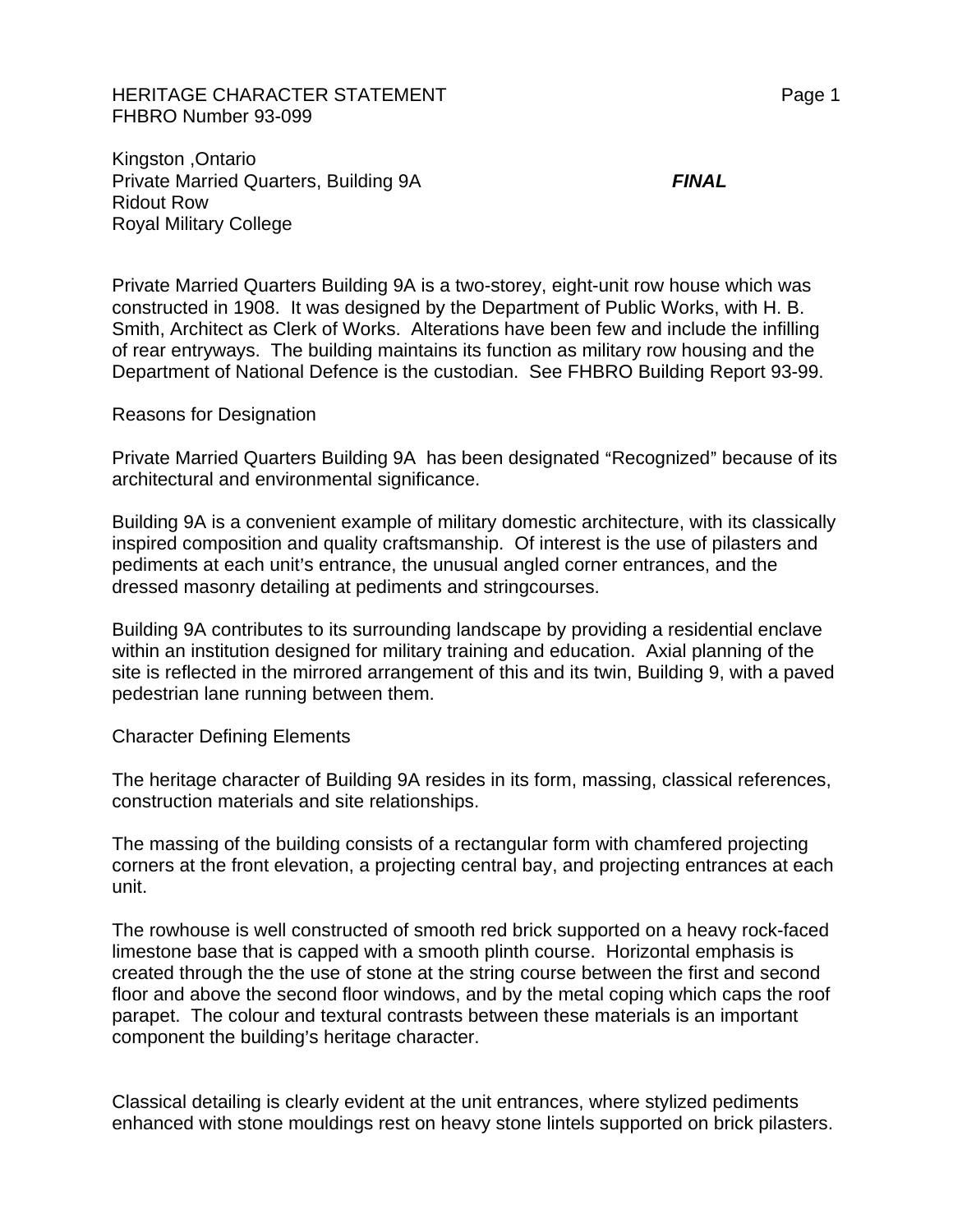HERITAGE CHARACTER STATEMENT
FHBRO Number 93-099

Kingston ,Ontario
Private Married Quarters, Building 9A ***FINAL***
Ridout Row
Royal Military College

Private Married Quarters Building 9A is a two-storey, eight-unit row house which was constructed in 1908. It was designed by the Department of Public Works, with H. B. Smith, Architect as Clerk of Works. Alterations have been few and include the infilling of rear entryways. The building maintains its function as military row housing and the Department of National Defence is the custodian. See FHBRO Building Report 93-99.

## Reasons for Designation

Private Married Quarters Building 9A has been designated "Recognized" because of its architectural and environmental significance.

Building 9A is a convenient example of military domestic architecture, with its classically inspired composition and quality craftsmanship. Of interest is the use of pilasters and pediments at each unit's entrance, the unusual angled corner entrances, and the dressed masonry detailing at pediments and stringcourses.

Building 9A contributes to its surrounding landscape by providing a residential enclave within an institution designed for military training and education. Axial planning of the site is reflected in the mirrored arrangement of this and its twin, Building 9, with a paved pedestrian lane running between them.

## Character Defining Elements

The heritage character of Building 9A resides in its form, massing, classical references, construction materials and site relationships.

The massing of the building consists of a rectangular form with chamfered projecting corners at the front elevation, a projecting central bay, and projecting entrances at each unit.

The rowhouse is well constructed of smooth red brick supported on a heavy rock-faced limestone base that is capped with a smooth plinth course. Horizontal emphasis is created through the the use of stone at the string course between the first and second floor and above the second floor windows, and by the metal coping which caps the roof parapet. The colour and textural contrasts between these materials is an important component the building's heritage character.

Classical detailing is clearly evident at the unit entrances, where stylized pediments enhanced with stone mouldings rest on heavy stone lintels supported on brick pilasters.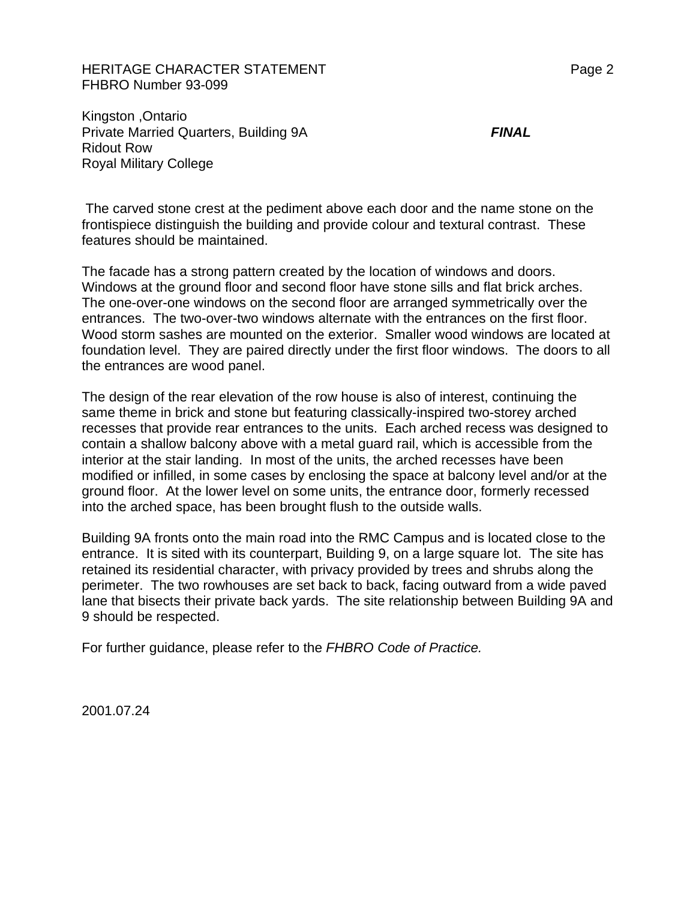The carved stone crest at the pediment above each door and the name stone on the frontispiece distinguish the building and provide colour and textural contrast. These features should be maintained.

The facade has a strong pattern created by the location of windows and doors. Windows at the ground floor and second floor have stone sills and flat brick arches. The one-over-one windows on the second floor are arranged symmetrically over the entrances. The two-over-two windows alternate with the entrances on the first floor. Wood storm sashes are mounted on the exterior. Smaller wood windows are located at foundation level. They are paired directly under the first floor windows. The doors to all the entrances are wood panel.

The design of the rear elevation of the row house is also of interest, continuing the same theme in brick and stone but featuring classically-inspired two-storey arched recesses that provide rear entrances to the units. Each arched recess was designed to contain a shallow balcony above with a metal guard rail, which is accessible from the interior at the stair landing. In most of the units, the arched recesses have been modified or infilled, in some cases by enclosing the space at balcony level and/or at the ground floor. At the lower level on some units, the entrance door, formerly recessed into the arched space, has been brought flush to the outside walls.

Building 9A fronts onto the main road into the RMC Campus and is located close to the entrance. It is sited with its counterpart, Building 9, on a large square lot. The site has retained its residential character, with privacy provided by trees and shrubs along the perimeter. The two rowhouses are set back to back, facing outward from a wide paved lane that bisects their private back yards. The site relationship between Building 9A and 9 should be respected.

For further guidance, please refer to the *FHBRO Code of Practice.*

2001.07.24